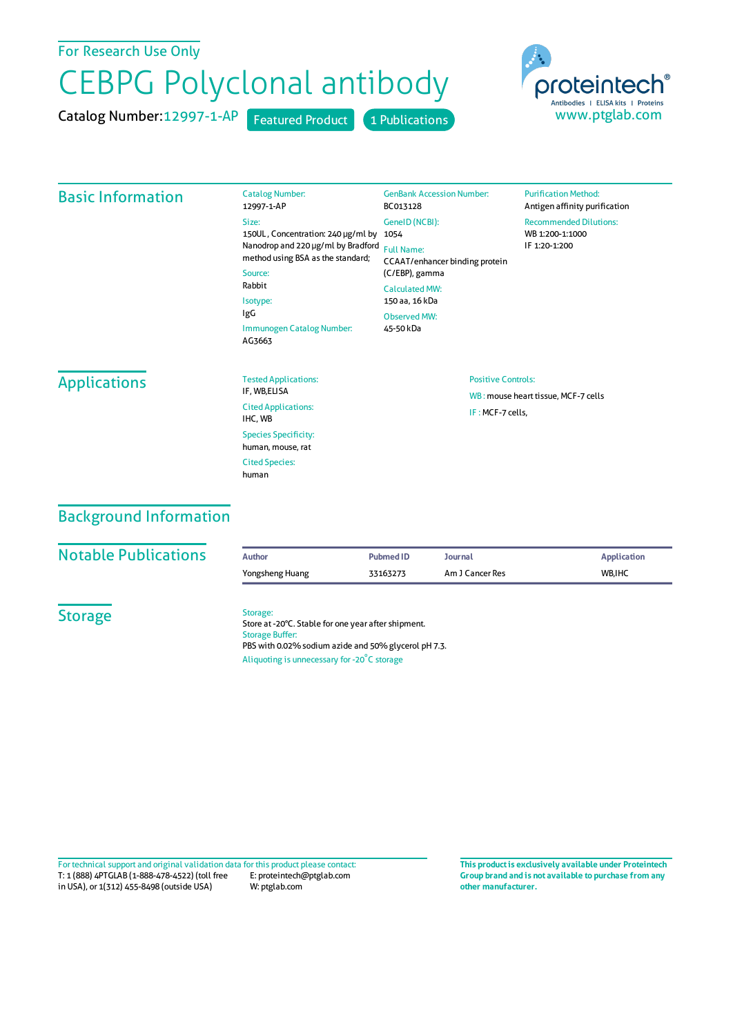For Research Use Only

# CEBPG Polyclonal antibody

Catalog Number: 12997-1-AP    Featured Product    1 Publications

proteintech® Antibodies | ELISA kits | Proteins
www.ptglab.com

## Basic Information

Catalog Number:
12997-1-AP

Size:
150UL , Concentration: 240 μg/ml by Nanodrop and 220 μg/ml by Bradford method using BSA as the standard;

Source:
Rabbit

Isotype:
IgG

Immunogen Catalog Number:
AG3663

GenBank Accession Number:
BC013128

GeneID (NCBI):
1054

Full Name:
CCAAT/enhancer binding protein (C/EBP), gamma

Calculated MW:
150 aa, 16 kDa

Observed MW:
45-50 kDa

Purification Method:
Antigen affinity purification

Recommended Dilutions:
WB 1:200-1:1000
IF 1:20-1:200

## Applications

Tested Applications:
IF, WB,ELISA

Cited Applications:
IHC, WB

Species Specificity:
human, mouse, rat

Cited Species:
human

Positive Controls:

WB : mouse heart tissue, MCF-7 cells

IF : MCF-7 cells,

## Background Information

## Notable Publications

| Author | Pubmed ID | Journal | Application |
|---|---|---|---|
| Yongsheng Huang | 33163273 | Am J Cancer Res | WB,IHC |

## Storage

Storage:
Store at -20°C. Stable for one year after shipment.

Storage Buffer:
PBS with 0.02% sodium azide and 50% glycerol pH 7.3.

Aliquoting is unnecessary for -20°C storage

For technical support and original validation data for this product please contact:
T: 1 (888) 4PTGLAB (1-888-478-4522) (toll free in USA), or 1(312) 455-8498 (outside USA)
E: proteintech@ptglab.com
W: ptglab.com

**This product is exclusively available under Proteintech Group brand and is not available to purchase from any other manufacturer.**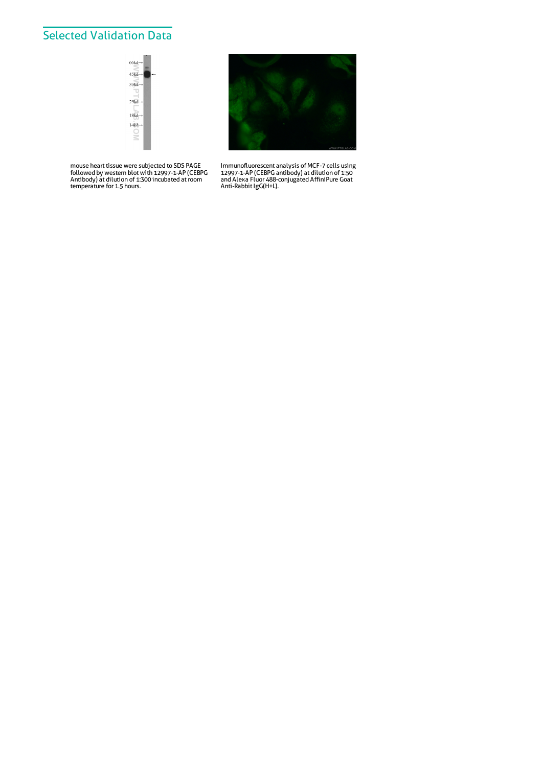## Selected Validation Data

66kd→
45kd→
35kd→
25kd→
18kd→
14kd→

mouse heart tissue were subjected to SDS PAGE followed by western blot with 12997-1-AP (CEBPG Antibody) at dilution of 1:300 incubated at room temperature for 1.5 hours.

Immunofluorescent analysis of MCF-7 cells using 12997-1-AP (CEBPG antibody) at dilution of 1:50 and Alexa Fluor 488-conjugated AffiniPure Goat Anti-Rabbit IgG(H+L).